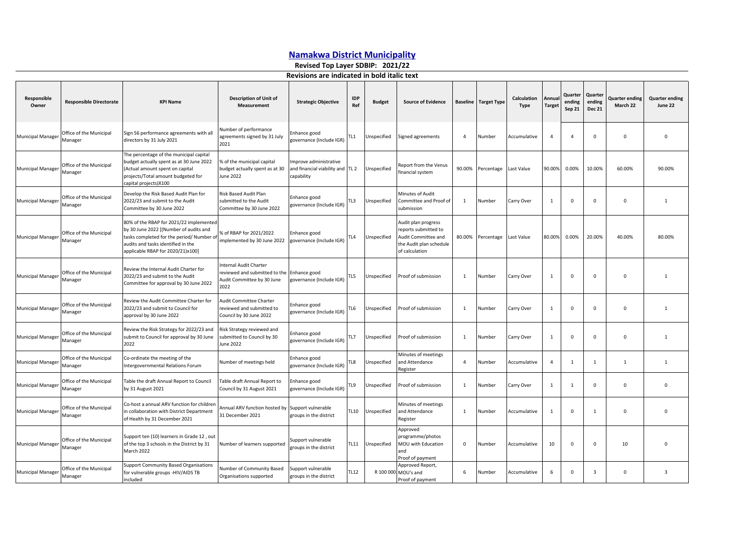# Namakwa District Municipality

## Revised Top Layer SDBIP: 2021/22

### Revisions are indicated in bold italic text

| Responsible Owner | Responsible Directorate | KPI Name | Description of Unit of Measurement | Strategic Objective | IDP Ref | Budget | Source of Evidence | Baseline | Target Type | Calculation Type | Annual Target | Quarter ending Sep 21 | Quarter ending Dec 21 | Quarter ending March 22 | Quarter ending June 22 |
|---|---|---|---|---|---|---|---|---|---|---|---|---|---|---|---|
| Municipal Manager | Office of the Municipal Manager | Sign 56 performance agreements with all directors by 31 July 2021 | Number of performance agreements signed by 31 July 2021 | Enhance good governance (Include IGR) | TL1 | Unspecified | Signed agreements | 4 | Number | Accumulative | 4 | 4 | 0 | 0 | 0 |
| Municipal Manager | Office of the Municipal Manager | The percentage of the municipal capital budget actually spent as at 30 June 2022 (Actual amount spent on capital projects/Total amount budgeted for capital projects)X100 | % of the municipal capital budget actually spent as at 30 June 2022 | Improve administrative and financial viability and capability | TL 2 | Unspecified | Report from the Venus financial system | 90.00% | Percentage | Last Value | 90.00% | 0.00% | 10.00% | 60.00% | 90.00% |
| Municipal Manager | Office of the Municipal Manager | Develop the Risk Based Audit Plan for 2022/23 and submit to the Audit Committee by 30 June 2022 | Risk Based Audit Plan submitted to the Audit Committee by 30 June 2022 | Enhance good governance (Include IGR) | TL3 | Unspecified | Minutes of Audit Committee and Proof of submission | 1 | Number | Carry Over | 1 | 0 | 0 | 0 | 1 |
| Municipal Manager | Office of the Municipal Manager | 80% of the RBAP for 2021/22 implemented by 30 June 2022 [(Number of audits and tasks completed for the period/ Number of audits and tasks identified in the applicable RBAP for 2020/21)x100] | % of RBAP for 2021/2022 implemented by 30 June 2022 | Enhance good governance (Include IGR) | TL4 | Unspecified | Audit plan progress reports submitted to Audit Committee and the Audit plan schedule of calculation | 80.00% | Percentage | Last Value | 80.00% | 0.00% | 20.00% | 40.00% | 80.00% |
| Municipal Manager | Office of the Municipal Manager | Review the Internal Audit Charter for 2022/23 and submit to the Audit Committee for approval by 30 June 2022 | Internal Audit Charter reviewed and submitted to the Audit Committee by 30 June 2022 | Enhance good governance (Include IGR) | TL5 | Unspecified | Proof of submission | 1 | Number | Carry Over | 1 | 0 | 0 | 0 | 1 |
| Municipal Manager | Office of the Municipal Manager | Review the Audit Committee Charter for 2022/23 and submit to Council for approval by 30 June 2022 | Audit Committee Charter reviewed and submitted to Council by 30 June 2022 | Enhance good governance (Include IGR) | TL6 | Unspecified | Proof of submission | 1 | Number | Carry Over | 1 | 0 | 0 | 0 | 1 |
| Municipal Manager | Office of the Municipal Manager | Review the Risk Strategy for 2022/23 and submit to Council for approval by 30 June 2022 | Risk Strategy reviewed and submitted to Council by 30 June 2022 | Enhance good governance (Include IGR) | TL7 | Unspecified | Proof of submission | 1 | Number | Carry Over | 1 | 0 | 0 | 0 | 1 |
| Municipal Manager | Office of the Municipal Manager | Co-ordinate the meeting of the Intergovernmental Relations Forum | Number of meetings held | Enhance good governance (Include IGR) | TL8 | Unspecified | Minutes of meetings and Attendance Register | 4 | Number | Accumulative | 4 | 1 | 1 | 1 | 1 |
| Municipal Manager | Office of the Municipal Manager | Table the draft Annual Report to Council by 31 August 2021 | Table draft Annual Report to Council by 31 August 2021 | Enhance good governance (Include IGR) | TL9 | Unspecified | Proof of submission | 1 | Number | Carry Over | 1 | 1 | 0 | 0 | 0 |
| Municipal Manager | Office of the Municipal Manager | Co-host a annual ARV function for children in collaboration with District Department of Health by 31 December 2021 | Annual ARV function hosted by 31 December 2021 | Support vulnerable groups in the district | TL10 | Unspecified | Minutes of meetings and Attendance Register | 1 | Number | Accumulative | 1 | 0 | 1 | 0 | 0 |
| Municipal Manager | Office of the Municipal Manager | Support ten (10) learners in Grade 12 , out of the top 3 schools in the District by 31 March 2022 | Number of learners supported | Support vulnerable groups in the district | TL11 | Unspecified | Approved programme/photos MOU with Education and Proof of payment | 0 | Number | Accumulative | 10 | 0 | 0 | 10 | 0 |
| Municipal Manager | Office of the Municipal Manager | Support Community Based Organisations for vulnerable groups -HIV/AIDS TB included | Number of Community Based Organisations supported | Support vulnerable groups in the district | TL12 | R 100 000 | Approved Report, MOU's and Proof of payment | 6 | Number | Accumulative | 6 | 0 | 3 | 0 | 3 |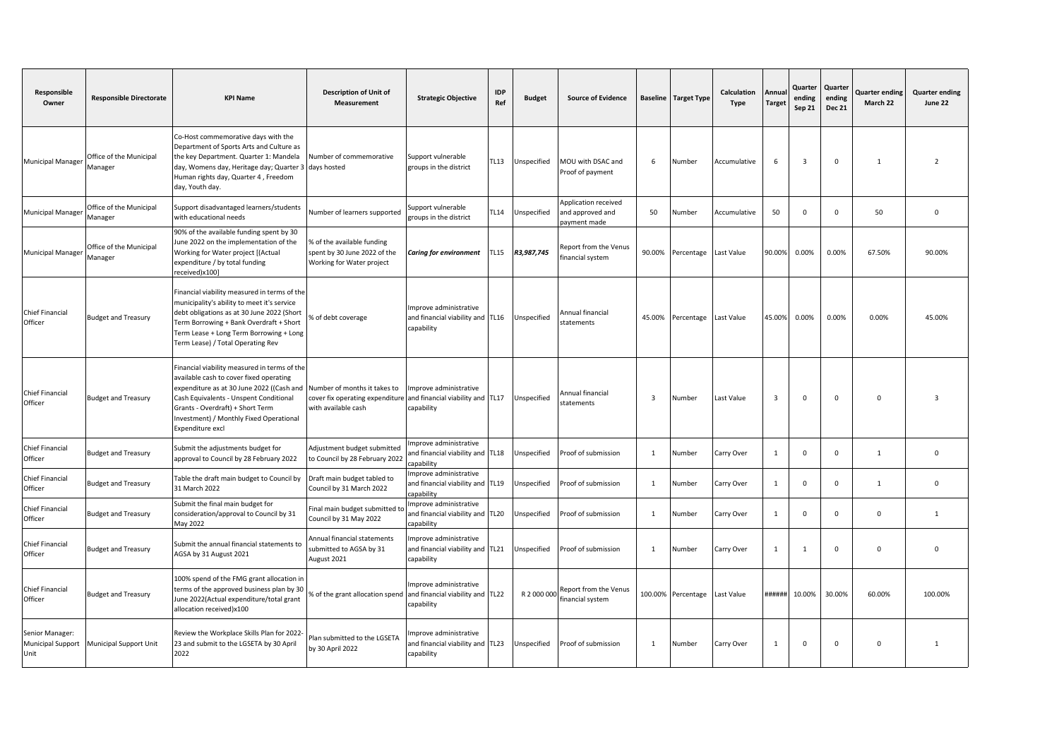| Responsible Owner | Responsible Directorate | KPI Name | Description of Unit of Measurement | Strategic Objective | IDP Ref | Budget | Source of Evidence | Baseline | Target Type | Calculation Type | Annual Target | Quarter ending Sep 21 | Quarter ending Dec 21 | Quarter ending March 22 | Quarter ending June 22 |
|---|---|---|---|---|---|---|---|---|---|---|---|---|---|---|---|
| Municipal Manager | Office of the Municipal Manager | Co-Host commemorative days with the Department of Sports Arts and Culture as the key Department. Quarter 1: Mandela day, Womens day, Heritage day; Quarter 3 Human rights day, Quarter 4 , Freedom day, Youth day. | Number of commemorative days hosted | Support vulnerable groups in the district | TL13 | Unspecified | MOU with DSAC and Proof of payment | 6 | Number | Accumulative | 6 | 3 | 0 | 1 | 2 |
| Municipal Manager | Office of the Municipal Manager | Support disadvantaged learners/students with educational needs | Number of learners supported | Support vulnerable groups in the district | TL14 | Unspecified | Application received and approved and payment made | 50 | Number | Accumulative | 50 | 0 | 0 | 50 | 0 |
| Municipal Manager | Office of the Municipal Manager | 90% of the available funding spent by 30 June 2022 on the implementation of the Working for Water project [(Actual expenditure / by total funding received)x100] | % of the available funding spent by 30 June 2022 of the Working for Water project | ***Caring for environment*** | TL15 | ***R3,987,745*** | Report from the Venus financial system | 90.00% | Percentage | Last Value | 90.00% | 0.00% | 0.00% | 67.50% | 90.00% |
| Chief Financial Officer | Budget and Treasury | Financial viability measured in terms of the municipality's ability to meet it's service debt obligations as at 30 June 2022 (Short Term Borrowing + Bank Overdraft + Short Term Lease + Long Term Borrowing + Long Term Lease) / Total Operating Rev | % of debt coverage | Improve administrative and financial viability and capability | TL16 | Unspecified | Annual financial statements | 45.00% | Percentage | Last Value | 45.00% | 0.00% | 0.00% | 0.00% | 45.00% |
| Chief Financial Officer | Budget and Treasury | Financial viability measured in terms of the available cash to cover fixed operating expenditure as at 30 June 2022 ((Cash and Cash Equivalents - Unspent Conditional Grants - Overdraft) + Short Term Investment) / Monthly Fixed Operational Expenditure excl | Number of months it takes to cover fix operating expenditure with available cash | Improve administrative and financial viability and capability | TL17 | Unspecified | Annual financial statements | 3 | Number | Last Value | 3 | 0 | 0 | 0 | 3 |
| Chief Financial Officer | Budget and Treasury | Submit the adjustments budget for approval to Council by 28 February 2022 | Adjustment budget submitted to Council by 28 February 2022 | Improve administrative and financial viability and capability | TL18 | Unspecified | Proof of submission | 1 | Number | Carry Over | 1 | 0 | 0 | 1 | 0 |
| Chief Financial Officer | Budget and Treasury | Table the draft main budget to Council by 31 March 2022 | Draft main budget tabled to Council by 31 March 2022 | Improve administrative and financial viability and capability | TL19 | Unspecified | Proof of submission | 1 | Number | Carry Over | 1 | 0 | 0 | 1 | 0 |
| Chief Financial Officer | Budget and Treasury | Submit the final main budget for consideration/approval to Council by 31 May 2022 | Final main budget submitted to Council by 31 May 2022 | Improve administrative and financial viability and capability | TL20 | Unspecified | Proof of submission | 1 | Number | Carry Over | 1 | 0 | 0 | 0 | 1 |
| Chief Financial Officer | Budget and Treasury | Submit the annual financial statements to AGSA by 31 August 2021 | Annual financial statements submitted to AGSA by 31 August 2021 | Improve administrative and financial viability and capability | TL21 | Unspecified | Proof of submission | 1 | Number | Carry Over | 1 | 1 | 0 | 0 | 0 |
| Chief Financial Officer | Budget and Treasury | 100% spend of the FMG grant allocation in terms of the approved business plan by 30 June 2022(Actual expenditure/total grant allocation received)x100 | % of the grant allocation spend | Improve administrative and financial viability and capability | TL22 | R 2 000 000 | Report from the Venus financial system | 100.00% | Percentage | Last Value | ###### | 10.00% | 30.00% | 60.00% | 100.00% |
| Senior Manager: Municipal Support Unit | Municipal Support Unit | Review the Workplace Skills Plan for 2022-23 and submit to the LGSETA by 30 April 2022 | Plan submitted to the LGSETA by 30 April 2022 | Improve administrative and financial viability and capability | TL23 | Unspecified | Proof of submission | 1 | Number | Carry Over | 1 | 0 | 0 | 0 | 1 |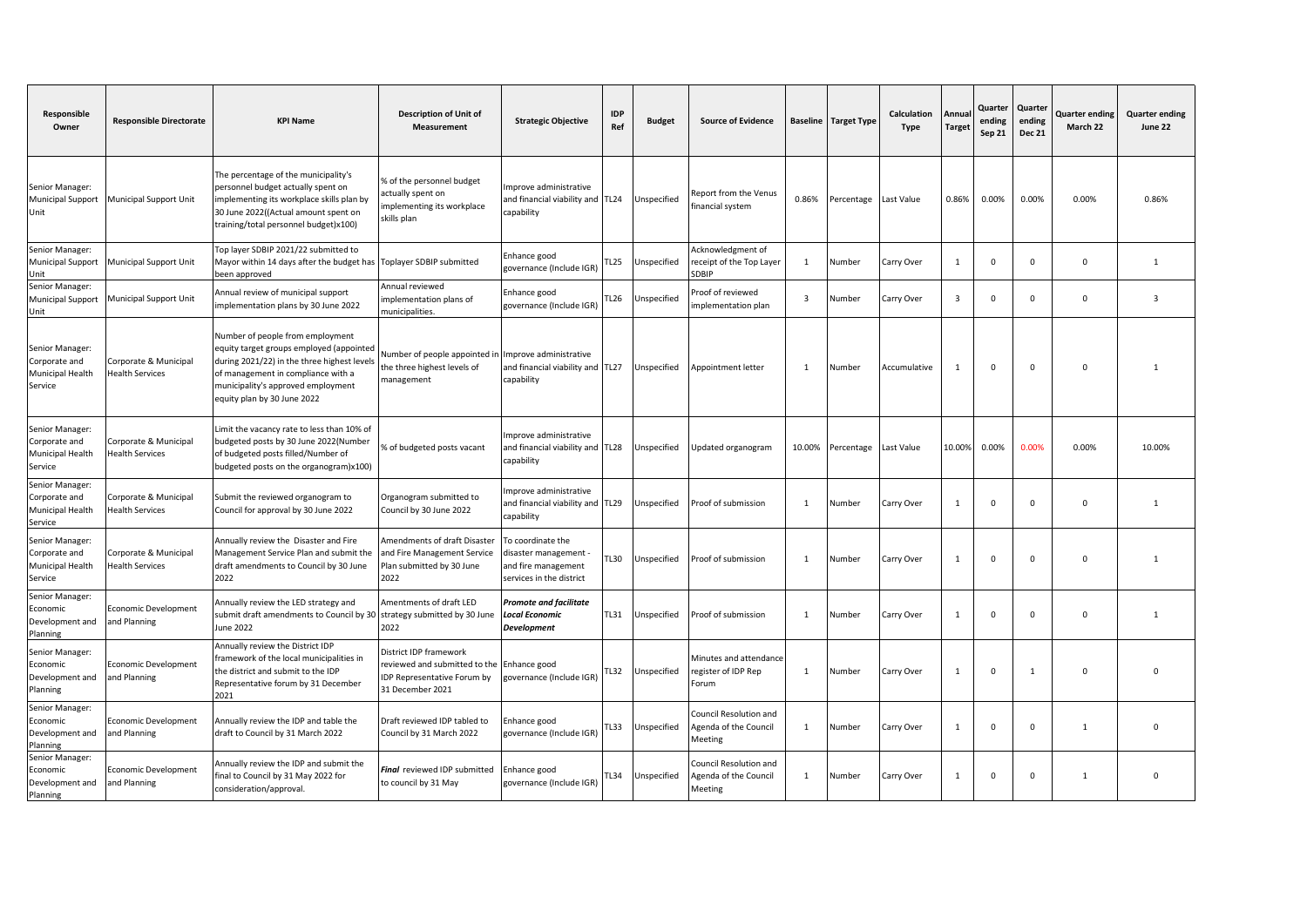| Responsible Owner | Responsible Directorate | KPI Name | Description of Unit of Measurement | Strategic Objective | IDP Ref | Budget | Source of Evidence | Baseline | Target Type | Calculation Type | Annual Target | Quarter ending Sep 21 | Quarter ending Dec 21 | Quarter ending March 22 | Quarter ending June 22 |
|---|---|---|---|---|---|---|---|---|---|---|---|---|---|---|---|
| Senior Manager: Municipal Support Unit | Municipal Support Unit | The percentage of the municipality's personnel budget actually spent on implementing its workplace skills plan by 30 June 2022((Actual amount spent on training/total personnel budget)x100) | % of the personnel budget actually spent on implementing its workplace skills plan | Improve administrative and financial viability and capability | TL24 | Unspecified | Report from the Venus financial system | 0.86% | Percentage | Last Value | 0.86% | 0.00% | 0.00% | 0.00% | 0.86% |
| Senior Manager: Municipal Support Unit | Municipal Support Unit | Top layer SDBIP 2021/22 submitted to Mayor within 14 days after the budget has been approved | Toplayer SDBIP submitted | Enhance good governance (Include IGR) | TL25 | Unspecified | Acknowledgment of receipt of the Top Layer SDBIP | 1 | Number | Carry Over | 1 | 0 | 0 | 0 | 1 |
| Senior Manager: Municipal Support Unit | Municipal Support Unit | Annual review of municipal support implementation plans by 30 June 2022 | Annual reviewed implementation plans of municipalities. | Enhance good governance (Include IGR) | TL26 | Unspecified | Proof of reviewed implementation plan | 3 | Number | Carry Over | 3 | 0 | 0 | 0 | 3 |
| Senior Manager: Corporate and Municipal Health Service | Corporate & Municipal Health Services | Number of people from employment equity target groups employed (appointed during 2021/22) in the three highest levels of management in compliance with a municipality's approved employment equity plan by 30 June 2022 | Number of people appointed in the three highest levels of management | Improve administrative and financial viability and capability | TL27 | Unspecified | Appointment letter | 1 | Number | Accumulative | 1 | 0 | 0 | 0 | 1 |
| Senior Manager: Corporate and Municipal Health Service | Corporate & Municipal Health Services | Limit the vacancy rate to less than 10% of budgeted posts by 30 June 2022(Number of budgeted posts filled/Number of budgeted posts on the organogram)x100) | % of budgeted posts vacant | Improve administrative and financial viability and capability | TL28 | Unspecified | Updated organogram | 10.00% | Percentage | Last Value | 10.00% | 0.00% | 0.00% | 0.00% | 10.00% |
| Senior Manager: Corporate and Municipal Health Service | Corporate & Municipal Health Services | Submit the reviewed organogram to Council for approval by 30 June 2022 | Organogram submitted to Council by 30 June 2022 | Improve administrative and financial viability and capability | TL29 | Unspecified | Proof of submission | 1 | Number | Carry Over | 1 | 0 | 0 | 0 | 1 |
| Senior Manager: Corporate and Municipal Health Service | Corporate & Municipal Health Services | Annually review the Disaster and Fire Management Service Plan and submit the draft amendments to Council by 30 June 2022 | Amendments of draft Disaster and Fire Management Service Plan submitted by 30 June 2022 | To coordinate the disaster management - and fire management services in the district | TL30 | Unspecified | Proof of submission | 1 | Number | Carry Over | 1 | 0 | 0 | 0 | 1 |
| Senior Manager: Economic Development and Planning | Economic Development and Planning | Annually review the LED strategy and submit draft amendments to Council by 30 June 2022 | Amentments of draft LED strategy submitted by 30 June 2022 | ***Promote and facilitate Local Economic Development*** | TL31 | Unspecified | Proof of submission | 1 | Number | Carry Over | 1 | 0 | 0 | 0 | 1 |
| Senior Manager: Economic Development and Planning | Economic Development and Planning | Annually review the District IDP framework of the local municipalities in the district and submit to the IDP Representative forum by 31 December 2021 | District IDP framework reviewed and submitted to the IDP Representative Forum by 31 December 2021 | Enhance good governance (Include IGR) | TL32 | Unspecified | Minutes and attendance register of IDP Rep Forum | 1 | Number | Carry Over | 1 | 0 | 1 | 0 | 0 |
| Senior Manager: Economic Development and Planning | Economic Development and Planning | Annually review the IDP and table the draft to Council by 31 March 2022 | Draft reviewed IDP tabled to Council by 31 March 2022 | Enhance good governance (Include IGR) | TL33 | Unspecified | Council Resolution and Agenda of the Council Meeting | 1 | Number | Carry Over | 1 | 0 | 0 | 1 | 0 |
| Senior Manager: Economic Development and Planning | Economic Development and Planning | Annually review the IDP and submit the final to Council by 31 May 2022 for consideration/approval. | ***Final*** reviewed IDP submitted to council by 31 May | Enhance good governance (Include IGR) | TL34 | Unspecified | Council Resolution and Agenda of the Council Meeting | 1 | Number | Carry Over | 1 | 0 | 0 | 1 | 0 |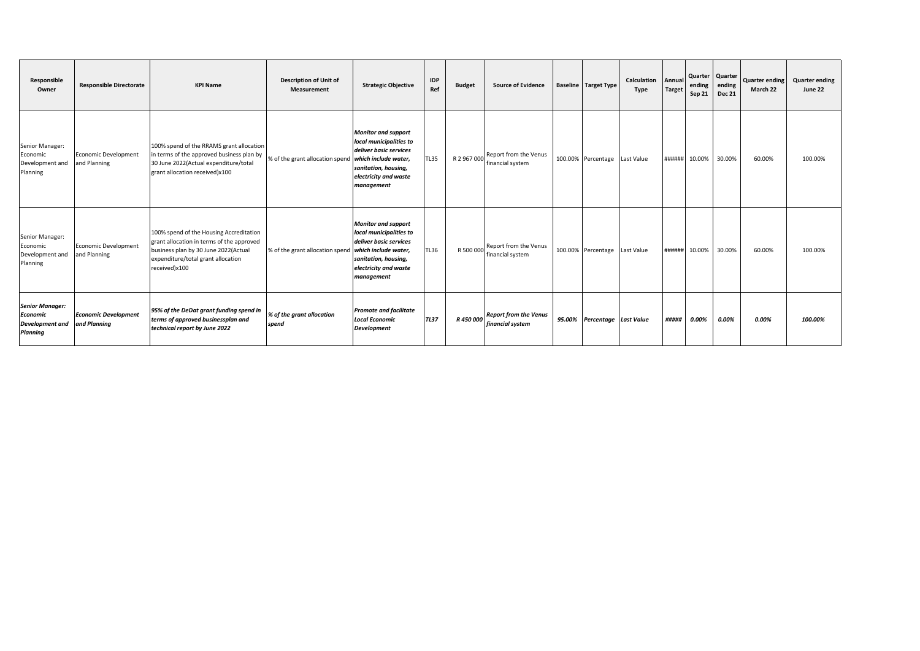| Responsible Owner | Responsible Directorate | KPI Name | Description of Unit of Measurement | Strategic Objective | IDP Ref | Budget | Source of Evidence | Baseline | Target Type | Calculation Type | Annual Target | Quarter ending Sep 21 | Quarter ending Dec 21 | Quarter ending March 22 | Quarter ending June 22 |
|---|---|---|---|---|---|---|---|---|---|---|---|---|---|---|---|
| Senior Manager: Economic Development and Planning | Economic Development and Planning | 100% spend of the RRAMS grant allocation in terms of the approved business plan by 30 June 2022(Actual expenditure/total grant allocation received)x100 | % of the grant allocation spend | ***Monitor and support local municipalities to deliver basic services which include water, sanitation, housing, electricity and waste management*** | TL35 | R 2 967 000 | Report from the Venus financial system | 100.00% | Percentage | Last Value | ###### | 10.00% | 30.00% | 60.00% | 100.00% |
| Senior Manager: Economic Development and Planning | Economic Development and Planning | 100% spend of the Housing Accreditation grant allocation in terms of the approved business plan by 30 June 2022(Actual expenditure/total grant allocation received)x100 | % of the grant allocation spend | ***Monitor and support local municipalities to deliver basic services which include water, sanitation, housing, electricity and waste management*** | TL36 | R 500 000 | Report from the Venus financial system | 100.00% | Percentage | Last Value | ###### | 10.00% | 30.00% | 60.00% | 100.00% |
| ***Senior Manager: Economic Development and Planning*** | ***Economic Development and Planning*** | ***95% of the DeDat grant funding spend in terms of approved businessplan and technical report by June 2022*** | ***% of the grant allocation spend*** | ***Promote and facilitate Local Economic Development*** | ***TL37*** | ***R 450 000*** | ***Report from the Venus financial system*** | ***95.00%*** | ***Percentage*** | ***Last Value*** | ***#####*** | ***0.00%*** | ***0.00%*** | ***0.00%*** | ***100.00%*** |